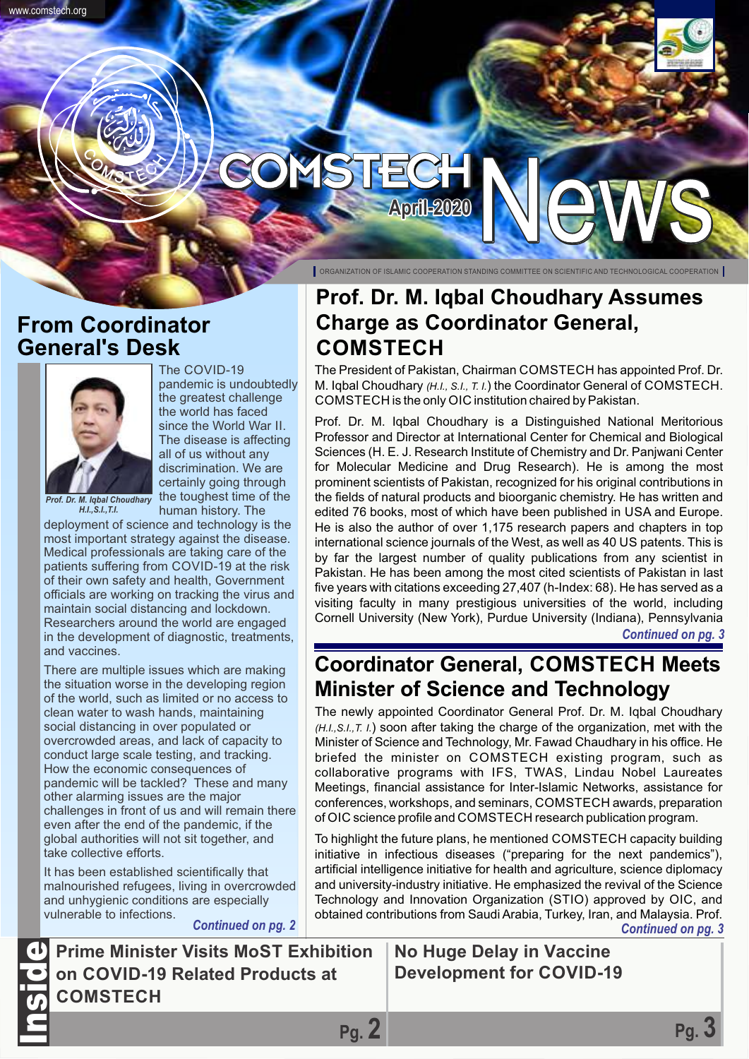# COMSTECH News

April-2020

ORGANIZATION OF ISLAMIC COOPERATION STANDING COMMITTEE ON SCIENTIFIC AND TECHNOLOGICAL COOPERATION

## From Coordinator General's Desk

*Prof. Dr. M. Iqbal Choudhary H.I.,S.I.,T.I.*

The COVID-19 pandemic is undoubtedly the greatest challenge the world has faced since the World War II. The disease is affecting all of us without any discrimination. We are certainly going through the toughest time of the human history. The deployment of science and technology is the most important strategy against the disease. Medical professionals are taking care of the patients suffering from COVID-19 at the risk of their own safety and health, Government officials are working on tracking the virus and maintain social distancing and lockdown. Researchers around the world are engaged in the development of diagnostic, treatments, and vaccines.

There are multiple issues which are making the situation worse in the developing region of the world, such as limited or no access to clean water to wash hands, maintaining social distancing in over populated or overcrowded areas, and lack of capacity to conduct large scale testing, and tracking. How the economic consequences of pandemic will be tackled? These and many other alarming issues are the major challenges in front of us and will remain there even after the end of the pandemic, if the global authorities will not sit together, and take collective efforts.

It has been established scientifically that malnourished refugees, living in overcrowded and unhygienic conditions are especially vulnerable to infections.

*Continued on pg. 2*

## Prof. Dr. M. Iqbal Choudhary Assumes Charge as Coordinator General, COMSTECH

The President of Pakistan, Chairman COMSTECH has appointed Prof. Dr. M. Iqbal Choudhary *(H.I., S.I., T. I.)* the Coordinator General of COMSTECH. COMSTECH is the only OIC institution chaired by Pakistan.

Prof. Dr. M. Iqbal Choudhary is a Distinguished National Meritorious Professor and Director at International Center for Chemical and Biological Sciences (H. E. J. Research Institute of Chemistry and Dr. Panjwani Center for Molecular Medicine and Drug Research). He is among the most prominent scientists of Pakistan, recognized for his original contributions in the fields of natural products and bioorganic chemistry. He has written and edited 76 books, most of which have been published in USA and Europe. He is also the author of over 1,175 research papers and chapters in top international science journals of the West, as well as 40 US patents. This is by far the largest number of quality publications from any scientist in Pakistan. He has been among the most cited scientists of Pakistan in last five years with citations exceeding 27,407 (h-Index: 68). He has served as a visiting faculty in many prestigious universities of the world, including Cornell University (New York), Purdue University (Indiana), Pennsylvania

*Continued on pg. 3*

## Coordinator General, COMSTECH Meets Minister of Science and Technology

The newly appointed Coordinator General Prof. Dr. M. Iqbal Choudhary *(H.I.,S.I.,T. I.)* soon after taking the charge of the organization, met with the Minister of Science and Technology, Mr. Fawad Chaudhary in his office. He briefed the minister on COMSTECH existing program, such as collaborative programs with IFS, TWAS, Lindau Nobel Laureates Meetings, financial assistance for Inter-Islamic Networks, assistance for conferences, workshops, and seminars, COMSTECH awards, preparation of OIC science profile and COMSTECH research publication program.

To highlight the future plans, he mentioned COMSTECH capacity building initiative in infectious diseases ("preparing for the next pandemics"), artificial intelligence initiative for health and agriculture, science diplomacy and university-industry initiative. He emphasized the revival of the Science Technology and Innovation Organization (STIO) approved by OIC, and obtained contributions from Saudi Arabia, Turkey, Iran, and Malaysia. Prof.

*Continued on pg. 3*

## Inside

- Prime Minister Visits MoST Exhibition on COVID-19 Related Products at COMSTECH — Pg. 2
- No Huge Delay in Vaccine Development for COVID-19 — Pg. 3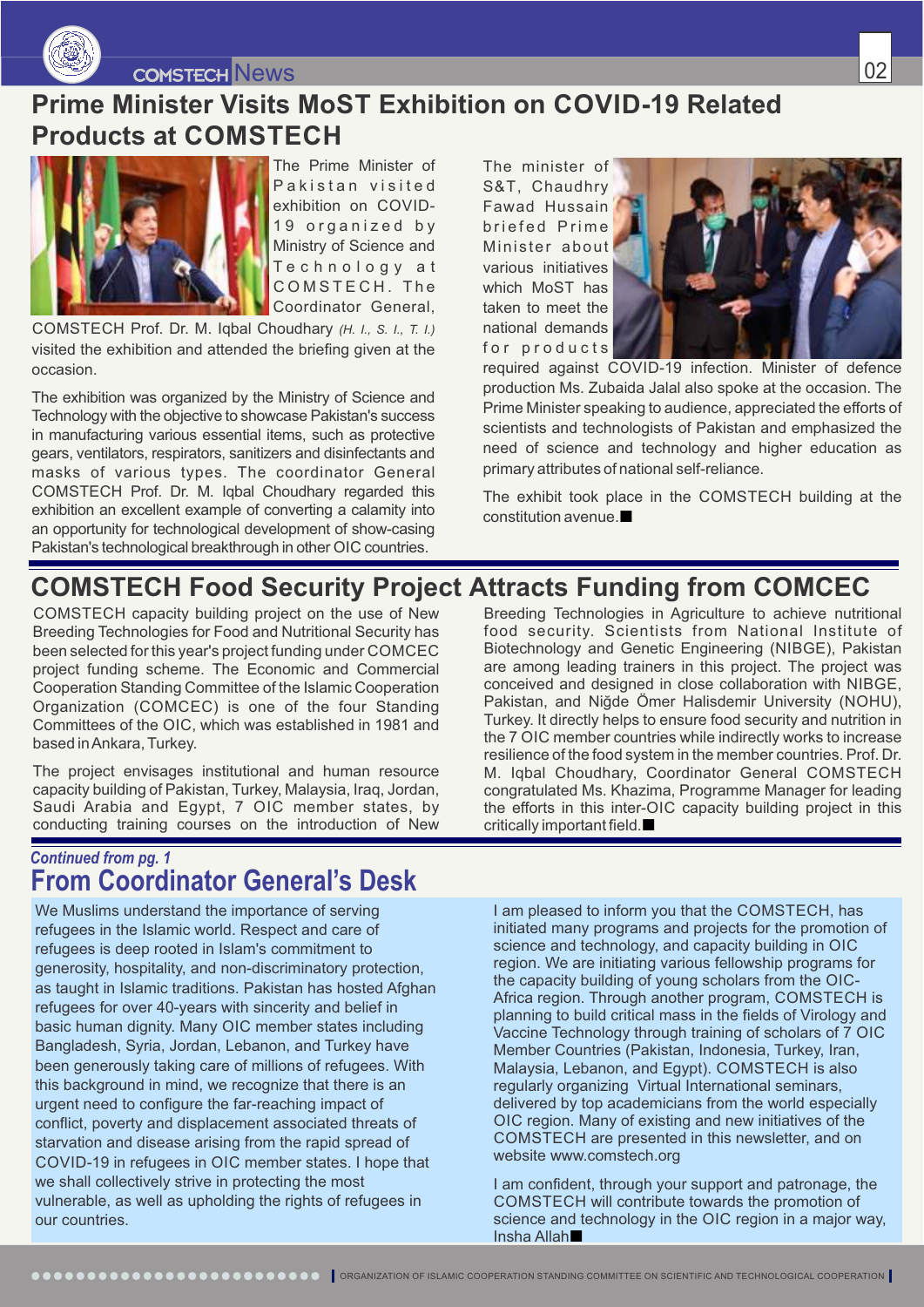# Prime Minister Visits MoST Exhibition on COVID-19 Related Products at COMSTECH

The Prime Minister of Pakistan visited exhibition on COVID-19 organized by Ministry of Science and Technology at COMSTECH. The Coordinator General, COMSTECH Prof. Dr. M. Iqbal Choudhary *(H. I., S. I., T. I.)* visited the exhibition and attended the briefing given at the occasion.

The exhibition was organized by the Ministry of Science and Technology with the objective to showcase Pakistan's success in manufacturing various essential items, such as protective gears, ventilators, respirators, sanitizers and disinfectants and masks of various types. The coordinator General COMSTECH Prof. Dr. M. Iqbal Choudhary regarded this exhibition an excellent example of converting a calamity into an opportunity for technological development of show-casing Pakistan's technological breakthrough in other OIC countries.

The minister of S&T, Chaudhry Fawad Hussain briefed Prime Minister about various initiatives which MoST has taken to meet the national demands for products required against COVID-19 infection. Minister of defence production Ms. Zubaida Jalal also spoke at the occasion. The Prime Minister speaking to audience, appreciated the efforts of scientists and technologists of Pakistan and emphasized the need of science and technology and higher education as primary attributes of national self-reliance.

The exhibit took place in the COMSTECH building at the constitution avenue.■

# COMSTECH Food Security Project Attracts Funding from COMCEC

COMSTECH capacity building project on the use of New Breeding Technologies for Food and Nutritional Security has been selected for this year's project funding under COMCEC project funding scheme. The Economic and Commercial Cooperation Standing Committee of the Islamic Cooperation Organization (COMCEC) is one of the four Standing Committees of the OIC, which was established in 1981 and based in Ankara, Turkey.

The project envisages institutional and human resource capacity building of Pakistan, Turkey, Malaysia, Iraq, Jordan, Saudi Arabia and Egypt, 7 OIC member states, by conducting training courses on the introduction of New Breeding Technologies in Agriculture to achieve nutritional food security. Scientists from National Institute of Biotechnology and Genetic Engineering (NIBGE), Pakistan are among leading trainers in this project. The project was conceived and designed in close collaboration with NIBGE, Pakistan, and Niğde Ömer Halisdemir University (NOHU), Turkey. It directly helps to ensure food security and nutrition in the 7 OIC member countries while indirectly works to increase resilience of the food system in the member countries. Prof. Dr. M. Iqbal Choudhary, Coordinator General COMSTECH congratulated Ms. Khazima, Programme Manager for leading the efforts in this inter-OIC capacity building project in this critically important field.■

*Continued from pg. 1*

# From Coordinator General's Desk

We Muslims understand the importance of serving refugees in the Islamic world. Respect and care of refugees is deep rooted in Islam's commitment to generosity, hospitality, and non-discriminatory protection, as taught in Islamic traditions. Pakistan has hosted Afghan refugees for over 40-years with sincerity and belief in basic human dignity. Many OIC member states including Bangladesh, Syria, Jordan, Lebanon, and Turkey have been generously taking care of millions of refugees. With this background in mind, we recognize that there is an urgent need to configure the far-reaching impact of conflict, poverty and displacement associated threats of starvation and disease arising from the rapid spread of COVID-19 in refugees in OIC member states. I hope that we shall collectively strive in protecting the most vulnerable, as well as upholding the rights of refugees in our countries.

I am pleased to inform you that the COMSTECH, has initiated many programs and projects for the promotion of science and technology, and capacity building in OIC region. We are initiating various fellowship programs for the capacity building of young scholars from the OIC-Africa region. Through another program, COMSTECH is planning to build critical mass in the fields of Virology and Vaccine Technology through training of scholars of 7 OIC Member Countries (Pakistan, Indonesia, Turkey, Iran, Malaysia, Lebanon, and Egypt). COMSTECH is also regularly organizing Virtual International seminars, delivered by top academicians from the world especially OIC region. Many of existing and new initiatives of the COMSTECH are presented in this newsletter, and on website www.comstech.org

I am confident, through your support and patronage, the COMSTECH will contribute towards the promotion of science and technology in the OIC region in a major way, Insha Allah■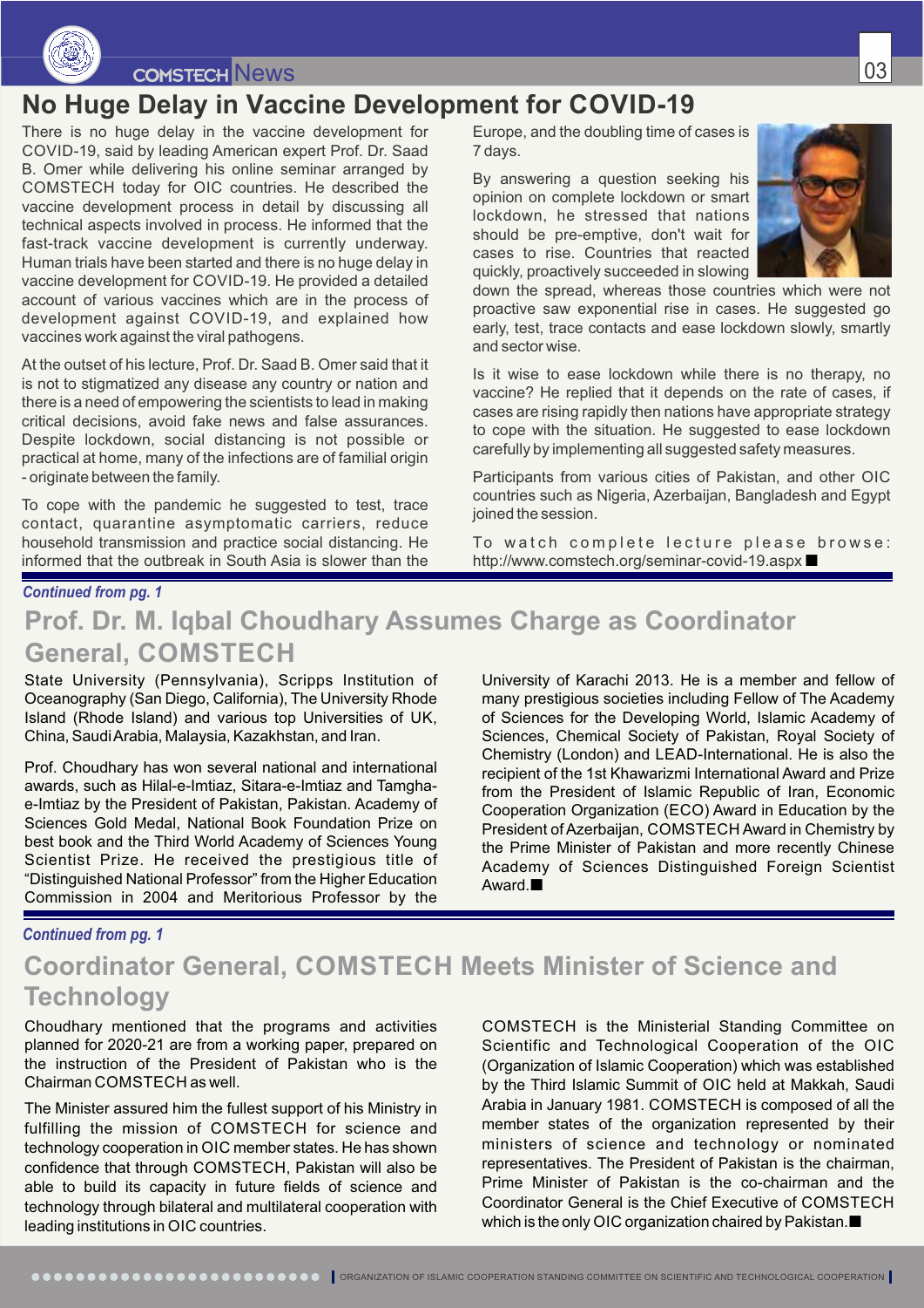# No Huge Delay in Vaccine Development for COVID-19

There is no huge delay in the vaccine development for COVID-19, said by leading American expert Prof. Dr. Saad B. Omer while delivering his online seminar arranged by COMSTECH today for OIC countries. He described the vaccine development process in detail by discussing all technical aspects involved in process. He informed that the fast-track vaccine development is currently underway. Human trials have been started and there is no huge delay in vaccine development for COVID-19. He provided a detailed account of various vaccines which are in the process of development against COVID-19, and explained how vaccines work against the viral pathogens.

At the outset of his lecture, Prof. Dr. Saad B. Omer said that it is not to stigmatized any disease any country or nation and there is a need of empowering the scientists to lead in making critical decisions, avoid fake news and false assurances. Despite lockdown, social distancing is not possible or practical at home, many of the infections are of familial origin - originate between the family.

To cope with the pandemic he suggested to test, trace contact, quarantine asymptomatic carriers, reduce household transmission and practice social distancing. He informed that the outbreak in South Asia is slower than the Europe, and the doubling time of cases is 7 days.

By answering a question seeking his opinion on complete lockdown or smart lockdown, he stressed that nations should be pre-emptive, don't wait for cases to rise. Countries that reacted quickly, proactively succeeded in slowing down the spread, whereas those countries which were not proactive saw exponential rise in cases. He suggested go early, test, trace contacts and ease lockdown slowly, smartly and sector wise.

Is it wise to ease lockdown while there is no therapy, no vaccine? He replied that it depends on the rate of cases, if cases are rising rapidly then nations have appropriate strategy to cope with the situation. He suggested to ease lockdown carefully by implementing all suggested safety measures.

Participants from various cities of Pakistan, and other OIC countries such as Nigeria, Azerbaijan, Bangladesh and Egypt joined the session.

To watch complete lecture please browse: http://www.comstech.org/seminar-covid-19.aspx ■

*Continued from pg. 1*

# Prof. Dr. M. Iqbal Choudhary Assumes Charge as Coordinator General, COMSTECH

State University (Pennsylvania), Scripps Institution of Oceanography (San Diego, California), The University Rhode Island (Rhode Island) and various top Universities of UK, China, Saudi Arabia, Malaysia, Kazakhstan, and Iran.

Prof. Choudhary has won several national and international awards, such as Hilal-e-Imtiaz, Sitara-e-Imtiaz and Tamgha-e-Imtiaz by the President of Pakistan, Pakistan. Academy of Sciences Gold Medal, National Book Foundation Prize on best book and the Third World Academy of Sciences Young Scientist Prize. He received the prestigious title of "Distinguished National Professor" from the Higher Education Commission in 2004 and Meritorious Professor by the University of Karachi 2013. He is a member and fellow of many prestigious societies including Fellow of The Academy of Sciences for the Developing World, Islamic Academy of Sciences, Chemical Society of Pakistan, Royal Society of Chemistry (London) and LEAD-International. He is also the recipient of the 1st Khawarizmi International Award and Prize from the President of Islamic Republic of Iran, Economic Cooperation Organization (ECO) Award in Education by the President of Azerbaijan, COMSTECH Award in Chemistry by the Prime Minister of Pakistan and more recently Chinese Academy of Sciences Distinguished Foreign Scientist Award.■

*Continued from pg. 1*

# Coordinator General, COMSTECH Meets Minister of Science and Technology

Choudhary mentioned that the programs and activities planned for 2020-21 are from a working paper, prepared on the instruction of the President of Pakistan who is the Chairman COMSTECH as well.

The Minister assured him the fullest support of his Ministry in fulfilling the mission of COMSTECH for science and technology cooperation in OIC member states. He has shown confidence that through COMSTECH, Pakistan will also be able to build its capacity in future fields of science and technology through bilateral and multilateral cooperation with leading institutions in OIC countries.

COMSTECH is the Ministerial Standing Committee on Scientific and Technological Cooperation of the OIC (Organization of Islamic Cooperation) which was established by the Third Islamic Summit of OIC held at Makkah, Saudi Arabia in January 1981. COMSTECH is composed of all the member states of the organization represented by their ministers of science and technology or nominated representatives. The President of Pakistan is the chairman, Prime Minister of Pakistan is the co-chairman and the Coordinator General is the Chief Executive of COMSTECH which is the only OIC organization chaired by Pakistan.■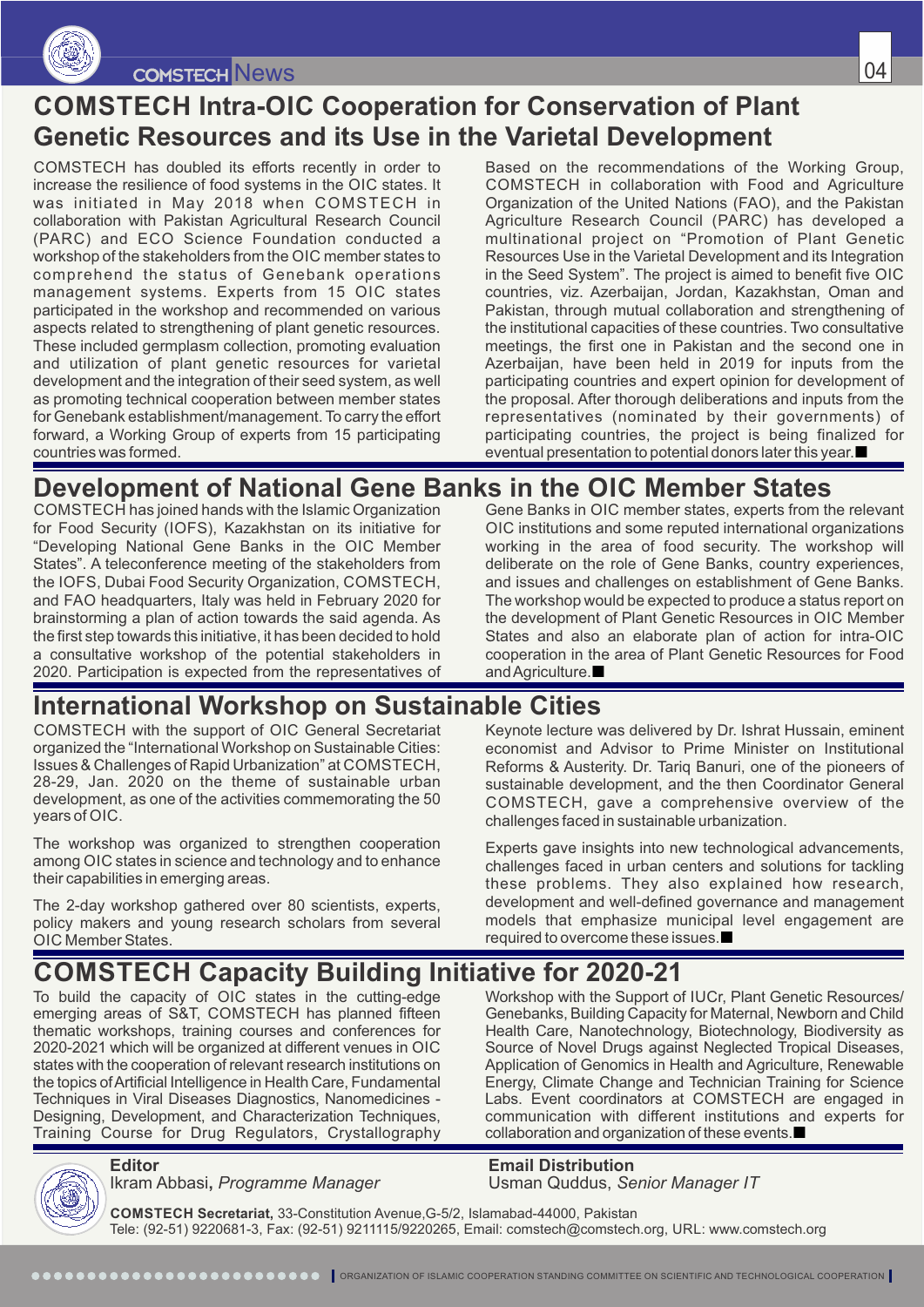# COMSTECH Intra-OIC Cooperation for Conservation of Plant Genetic Resources and its Use in the Varietal Development

COMSTECH has doubled its efforts recently in order to increase the resilience of food systems in the OIC states. It was initiated in May 2018 when COMSTECH in collaboration with Pakistan Agricultural Research Council (PARC) and ECO Science Foundation conducted a workshop of the stakeholders from the OIC member states to comprehend the status of Genebank operations management systems. Experts from 15 OIC states participated in the workshop and recommended on various aspects related to strengthening of plant genetic resources. These included germplasm collection, promoting evaluation and utilization of plant genetic resources for varietal development and the integration of their seed system, as well as promoting technical cooperation between member states for Genebank establishment/management. To carry the effort forward, a Working Group of experts from 15 participating countries was formed.

Based on the recommendations of the Working Group, COMSTECH in collaboration with Food and Agriculture Organization of the United Nations (FAO), and the Pakistan Agriculture Research Council (PARC) has developed a multinational project on "Promotion of Plant Genetic Resources Use in the Varietal Development and its Integration in the Seed System". The project is aimed to benefit five OIC countries, viz. Azerbaijan, Jordan, Kazakhstan, Oman and Pakistan, through mutual collaboration and strengthening of the institutional capacities of these countries. Two consultative meetings, the first one in Pakistan and the second one in Azerbaijan, have been held in 2019 for inputs from the participating countries and expert opinion for development of the proposal. After thorough deliberations and inputs from the representatives (nominated by their governments) of participating countries, the project is being finalized for eventual presentation to potential donors later this year.■

# Development of National Gene Banks in the OIC Member States

COMSTECH has joined hands with the Islamic Organization for Food Security (IOFS), Kazakhstan on its initiative for "Developing National Gene Banks in the OIC Member States". A teleconference meeting of the stakeholders from the IOFS, Dubai Food Security Organization, COMSTECH, and FAO headquarters, Italy was held in February 2020 for brainstorming a plan of action towards the said agenda. As the first step towards this initiative, it has been decided to hold a consultative workshop of the potential stakeholders in 2020. Participation is expected from the representatives of Gene Banks in OIC member states, experts from the relevant OIC institutions and some reputed international organizations working in the area of food security. The workshop will deliberate on the role of Gene Banks, country experiences, and issues and challenges on establishment of Gene Banks. The workshop would be expected to produce a status report on the development of Plant Genetic Resources in OIC Member States and also an elaborate plan of action for intra-OIC cooperation in the area of Plant Genetic Resources for Food and Agriculture.■

# International Workshop on Sustainable Cities

COMSTECH with the support of OIC General Secretariat organized the "International Workshop on Sustainable Cities: Issues & Challenges of Rapid Urbanization" at COMSTECH, 28-29, Jan. 2020 on the theme of sustainable urban development, as one of the activities commemorating the 50 years of OIC.

The workshop was organized to strengthen cooperation among OIC states in science and technology and to enhance their capabilities in emerging areas.

The 2-day workshop gathered over 80 scientists, experts, policy makers and young research scholars from several OIC Member States.

Keynote lecture was delivered by Dr. Ishrat Hussain, eminent economist and Advisor to Prime Minister on Institutional Reforms & Austerity. Dr. Tariq Banuri, one of the pioneers of sustainable development, and the then Coordinator General COMSTECH, gave a comprehensive overview of the challenges faced in sustainable urbanization.

Experts gave insights into new technological advancements, challenges faced in urban centers and solutions for tackling these problems. They also explained how research, development and well-defined governance and management models that emphasize municipal level engagement are required to overcome these issues.■

# COMSTECH Capacity Building Initiative for 2020-21

To build the capacity of OIC states in the cutting-edge emerging areas of S&T, COMSTECH has planned fifteen thematic workshops, training courses and conferences for 2020-2021 which will be organized at different venues in OIC states with the cooperation of relevant research institutions on the topics of Artificial Intelligence in Health Care, Fundamental Techniques in Viral Diseases Diagnostics, Nanomedicines - Designing, Development, and Characterization Techniques, Training Course for Drug Regulators, Crystallography Workshop with the Support of IUCr, Plant Genetic Resources/ Genebanks, Building Capacity for Maternal, Newborn and Child Health Care, Nanotechnology, Biotechnology, Biodiversity as Source of Novel Drugs against Neglected Tropical Diseases, Application of Genomics in Health and Agriculture, Renewable Energy, Climate Change and Technician Training for Science Labs. Event coordinators at COMSTECH are engaged in communication with different institutions and experts for collaboration and organization of these events.■

**Editor**
Ikram Abbasi, *Programme Manager*

**Email Distribution**
Usman Quddus, *Senior Manager IT*

**COMSTECH Secretariat,** 33-Constitution Avenue,G-5/2, Islamabad-44000, Pakistan
Tele: (92-51) 9220681-3, Fax: (92-51) 9211115/9220265, Email: comstech@comstech.org, URL: www.comstech.org